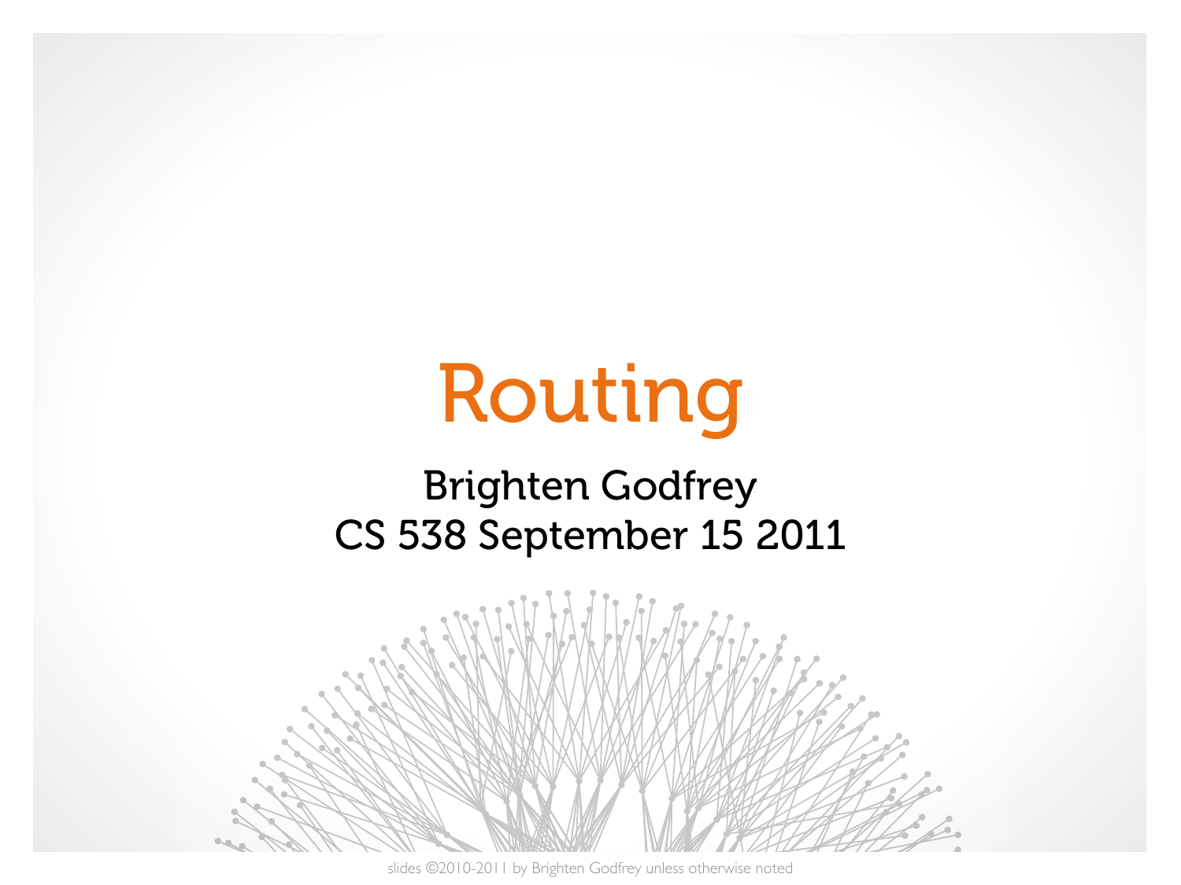# Routing

Brighten Godfrey
CS 538 September 15 2011

slides ©2010-2011 by Brighten Godfrey unless otherwise noted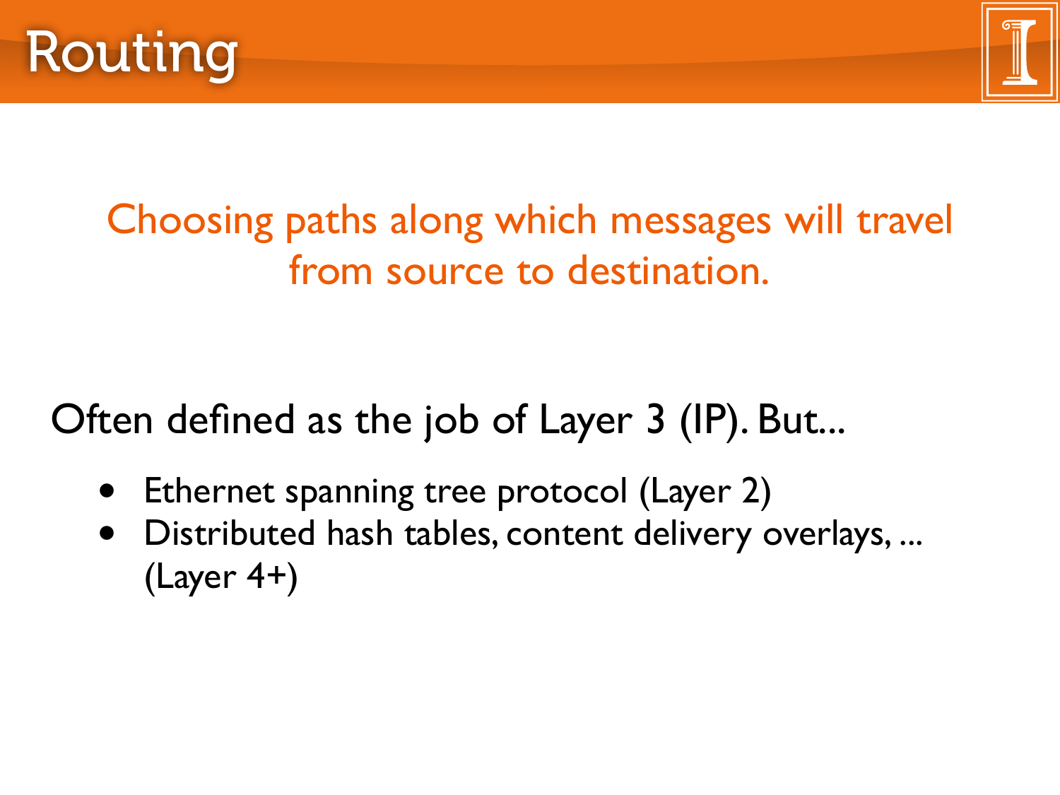# Routing

**Choosing paths along which messages will travel from source to destination.**

Often defined as the job of Layer 3 (IP). But...

- Ethernet spanning tree protocol (Layer 2)
- Distributed hash tables, content delivery overlays, ... (Layer 4+)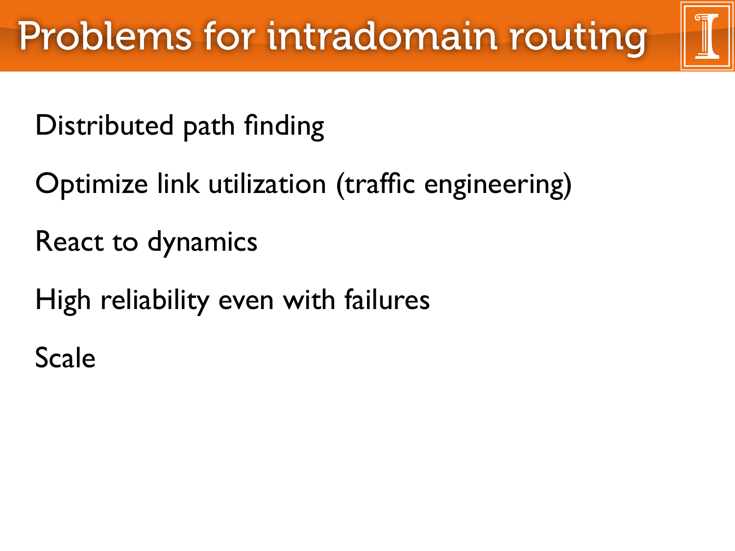# Problems for intradomain routing

Distributed path finding

Optimize link utilization (traffic engineering)

React to dynamics

High reliability even with failures

Scale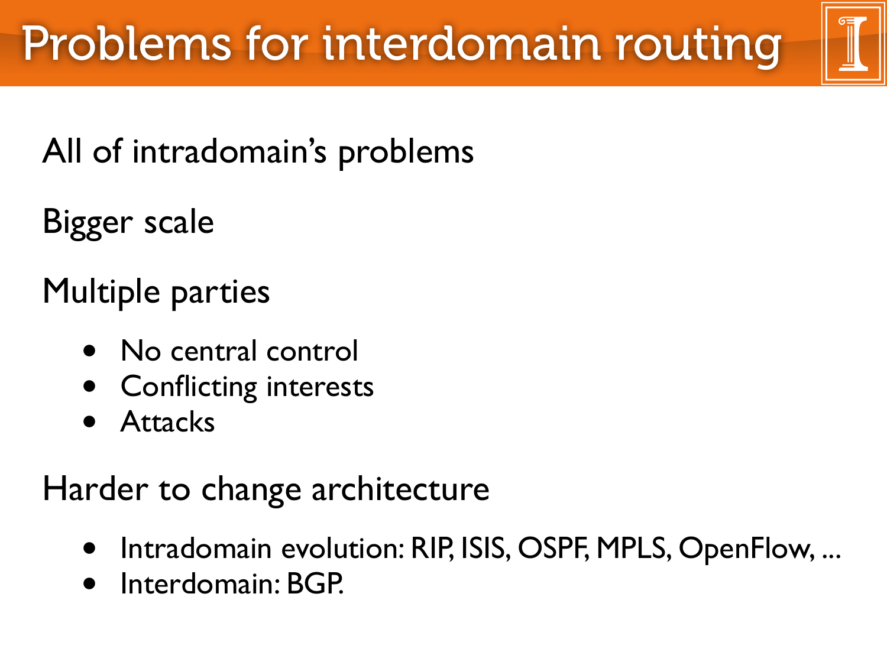# Problems for interdomain routing

All of intradomain's problems

Bigger scale

Multiple parties

- No central control
- Conflicting interests
- Attacks

Harder to change architecture

- Intradomain evolution: RIP, ISIS, OSPF, MPLS, OpenFlow, ...
- Interdomain: BGP.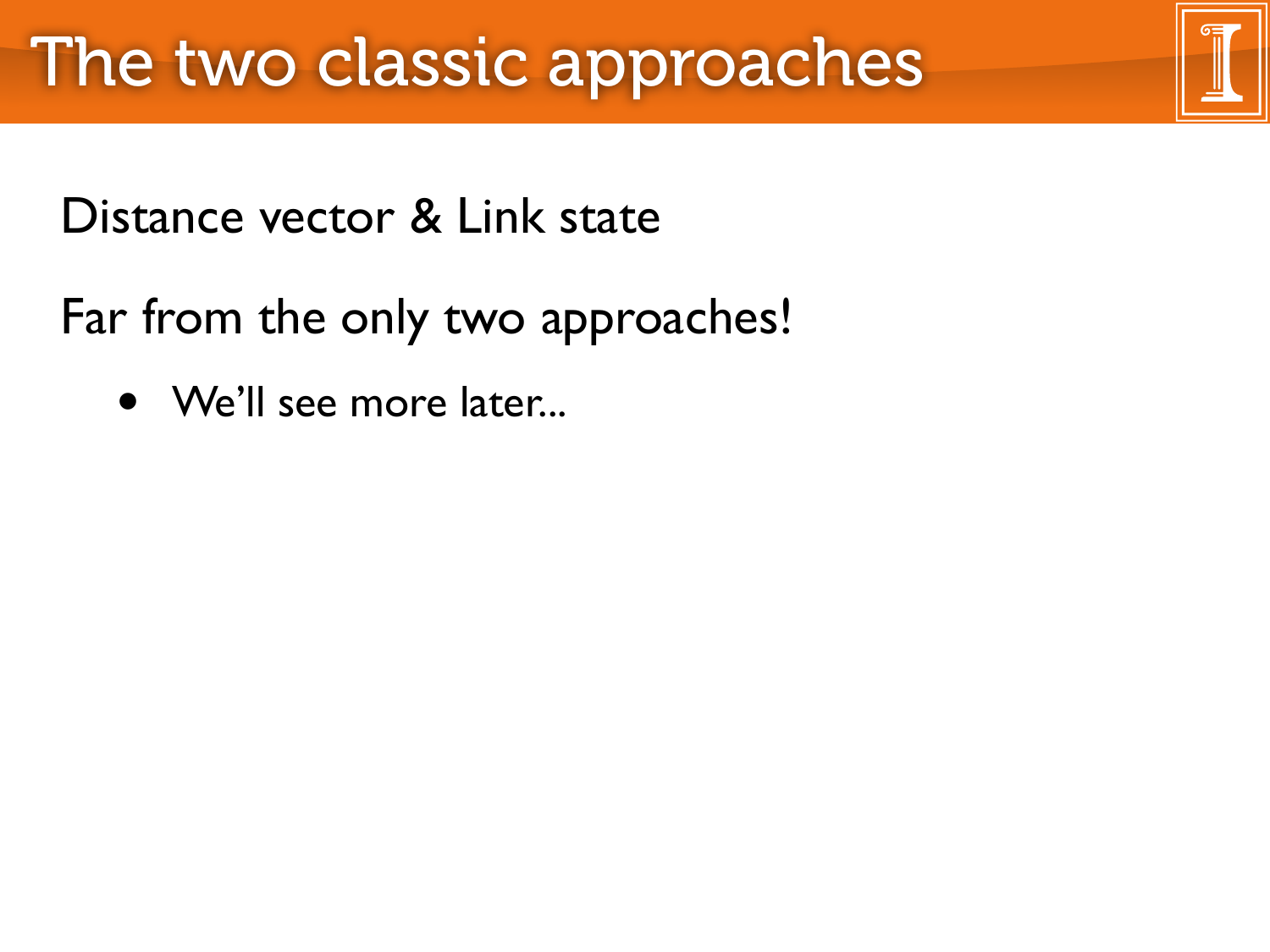# The two classic approaches

Distance vector & Link state

Far from the only two approaches!

- We'll see more later...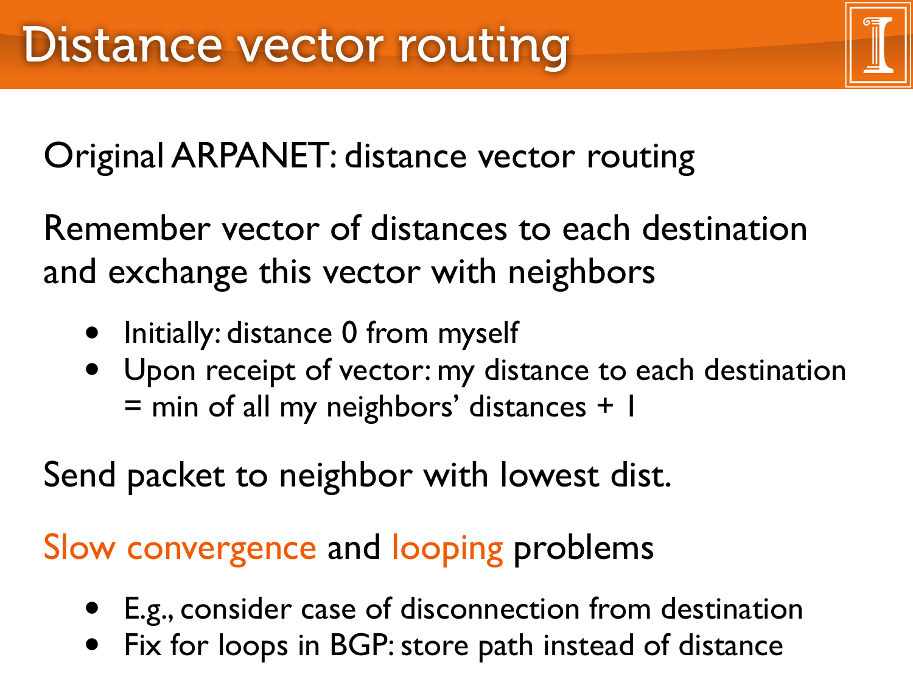# Distance vector routing

Original ARPANET: distance vector routing

Remember vector of distances to each destination and exchange this vector with neighbors

- Initially: distance 0 from myself
- Upon receipt of vector: my distance to each destination = min of all my neighbors' distances + 1

Send packet to neighbor with lowest dist.

Slow convergence and looping problems

- E.g., consider case of disconnection from destination
- Fix for loops in BGP: store path instead of distance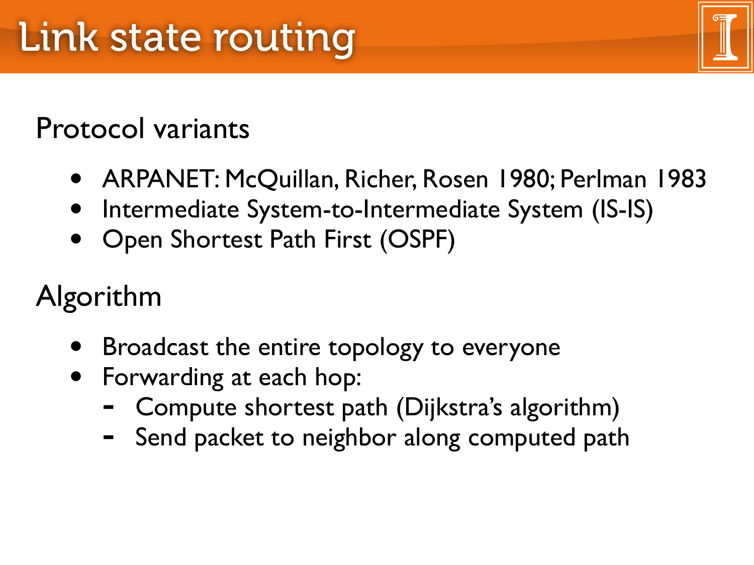# Link state routing

## Protocol variants

- ARPANET: McQuillan, Richer, Rosen 1980; Perlman 1983
- Intermediate System-to-Intermediate System (IS-IS)
- Open Shortest Path First (OSPF)

## Algorithm

- Broadcast the entire topology to everyone
- Forwarding at each hop:
  - Compute shortest path (Dijkstra's algorithm)
  - Send packet to neighbor along computed path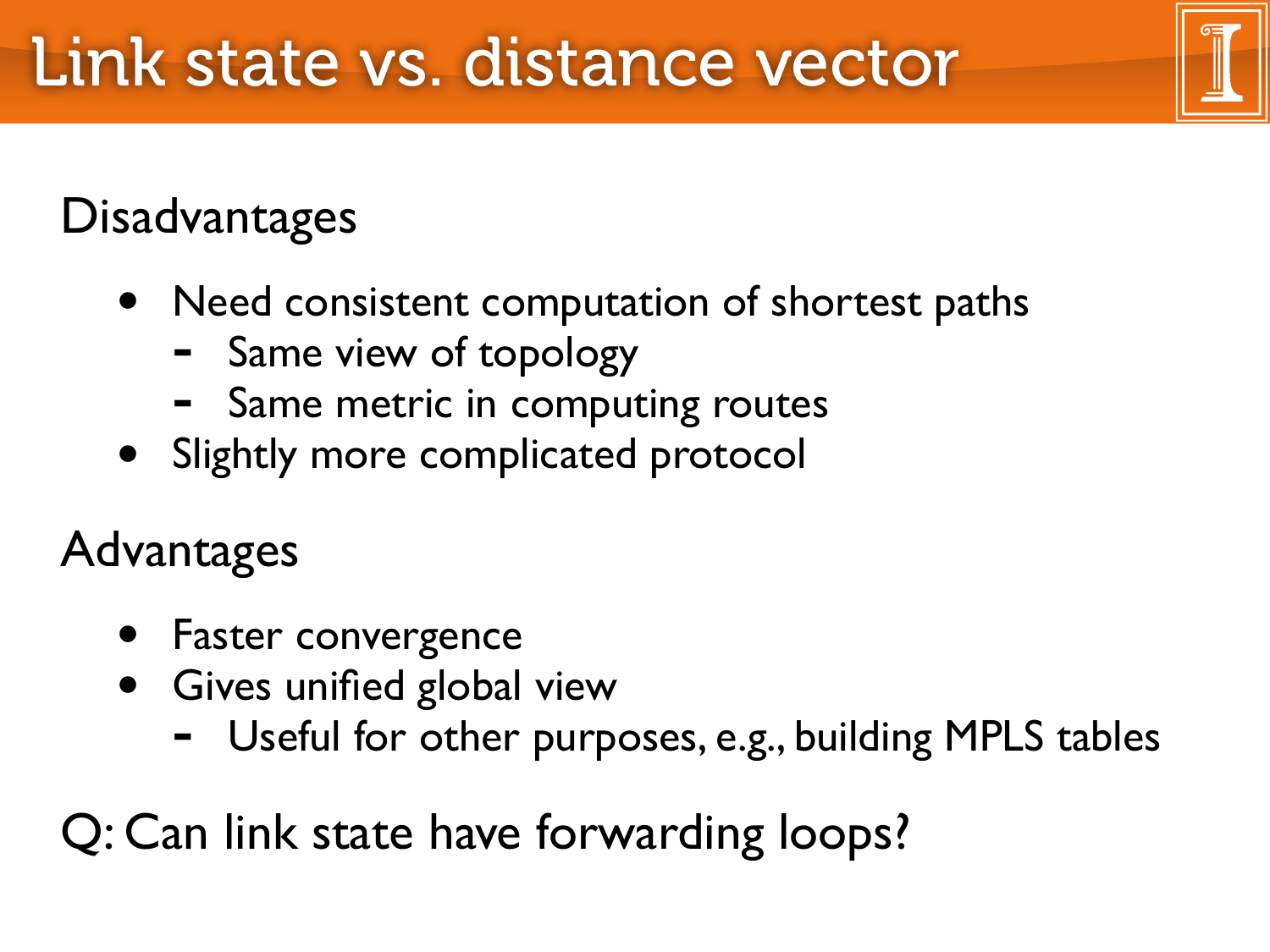# Link state vs. distance vector

Disadvantages

- Need consistent computation of shortest paths
  - Same view of topology
  - Same metric in computing routes
- Slightly more complicated protocol

Advantages

- Faster convergence
- Gives unified global view
  - Useful for other purposes, e.g., building MPLS tables

Q: Can link state have forwarding loops?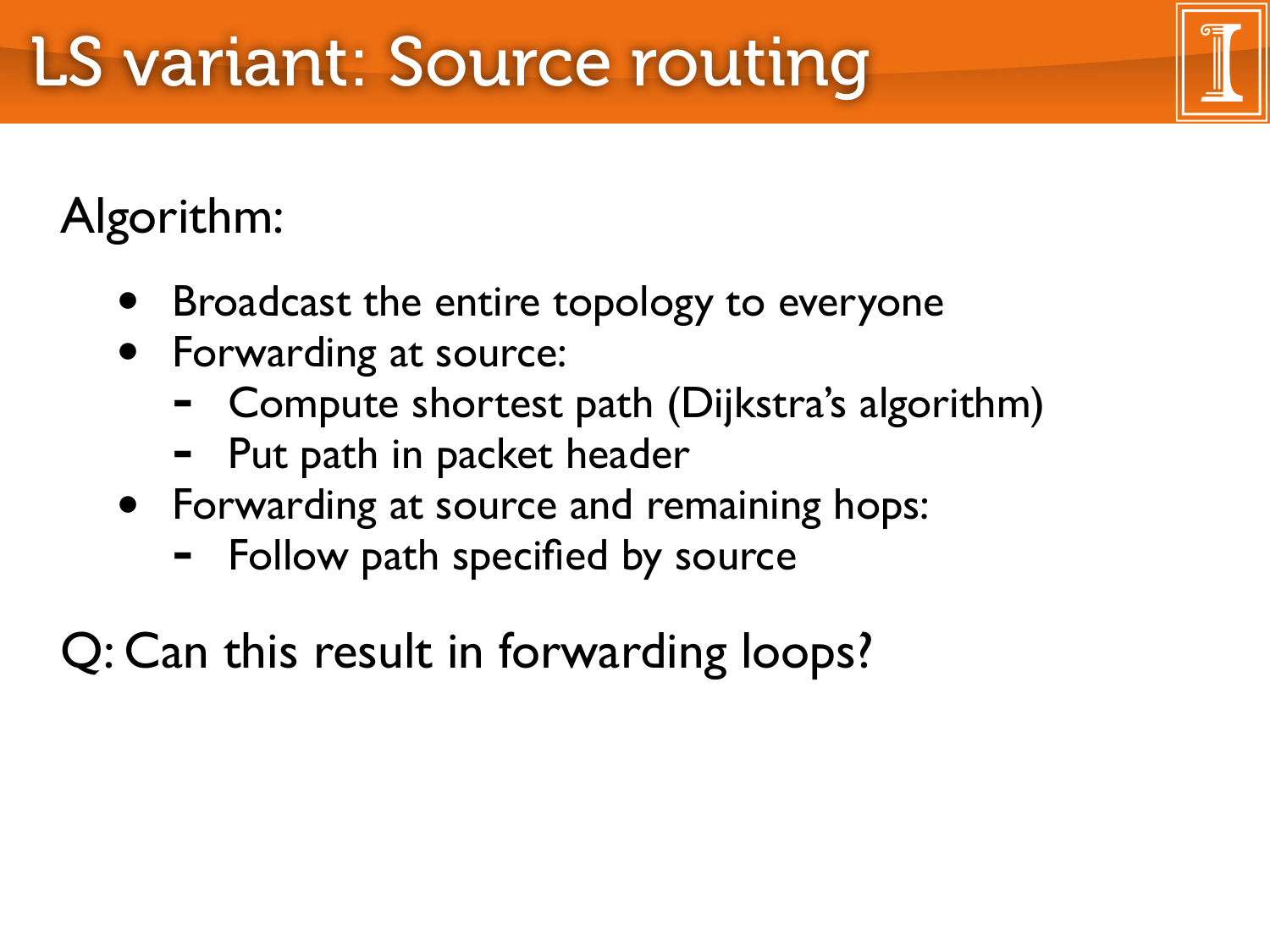# LS variant: Source routing

Algorithm:

- Broadcast the entire topology to everyone
- Forwarding at source:
  - Compute shortest path (Dijkstra's algorithm)
  - Put path in packet header
- Forwarding at source and remaining hops:
  - Follow path specified by source

Q: Can this result in forwarding loops?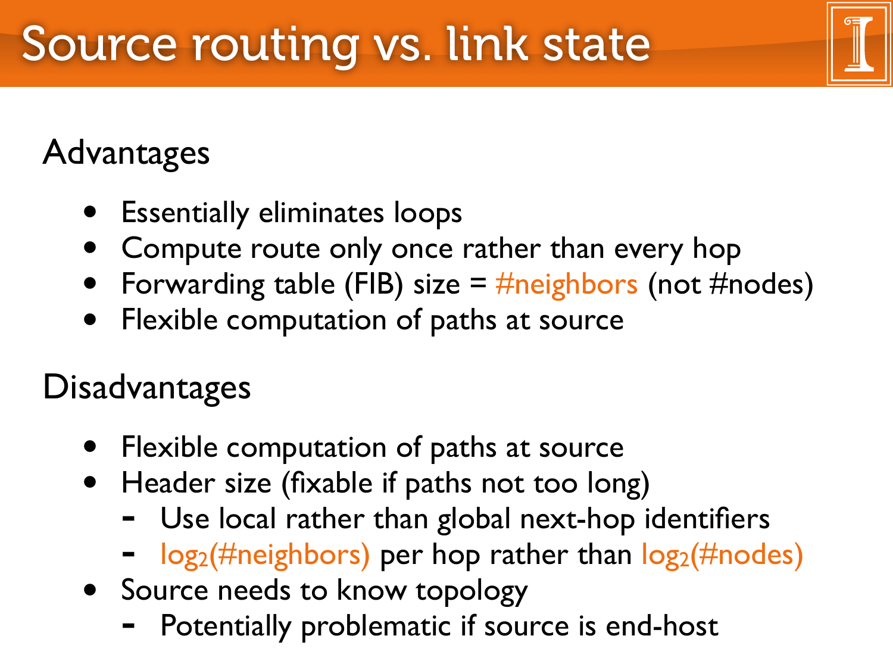# Source routing vs. link state

## Advantages

- Essentially eliminates loops
- Compute route only once rather than every hop
- Forwarding table (FIB) size = #neighbors (not #nodes)
- Flexible computation of paths at source

## Disadvantages

- Flexible computation of paths at source
- Header size (fixable if paths not too long)
  - Use local rather than global next-hop identifiers
  - $\log_2$(#neighbors) per hop rather than $\log_2$(#nodes)
- Source needs to know topology
  - Potentially problematic if source is end-host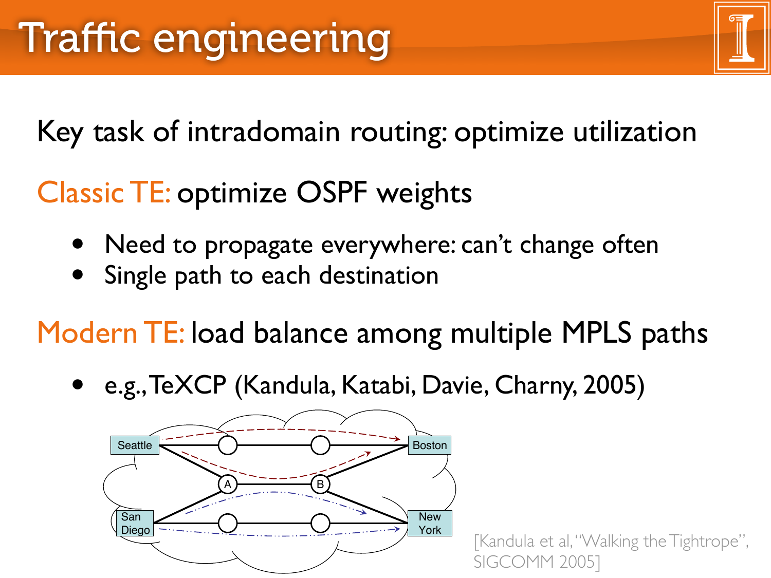# Traffic engineering

Key task of intradomain routing: optimize utilization

Classic TE: optimize OSPF weights

- Need to propagate everywhere: can't change often
- Single path to each destination

Modern TE: load balance among multiple MPLS paths

- e.g., TeXCP (Kandula, Katabi, Davie, Charny, 2005)

Seattle, Boston, A, B, San Diego, New York

[Kandula et al, "Walking the Tightrope", SIGCOMM 2005]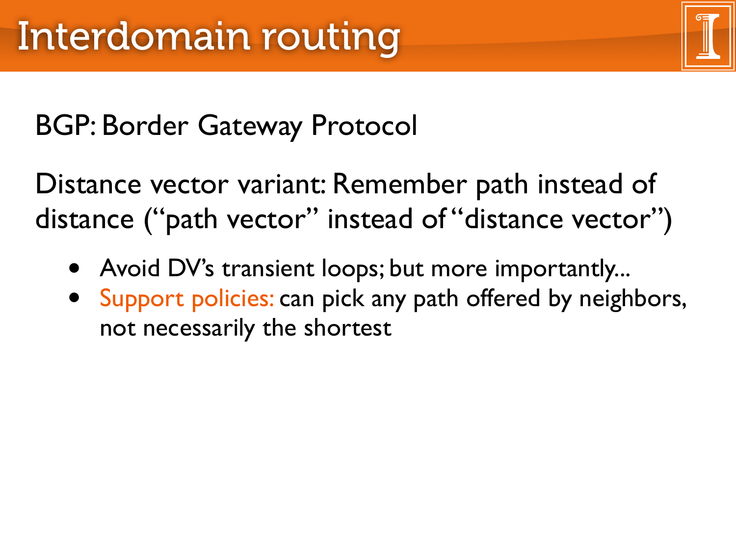# Interdomain routing

BGP: Border Gateway Protocol

Distance vector variant: Remember path instead of distance ("path vector" instead of "distance vector")

- Avoid DV's transient loops; but more importantly...
- Support policies: can pick any path offered by neighbors, not necessarily the shortest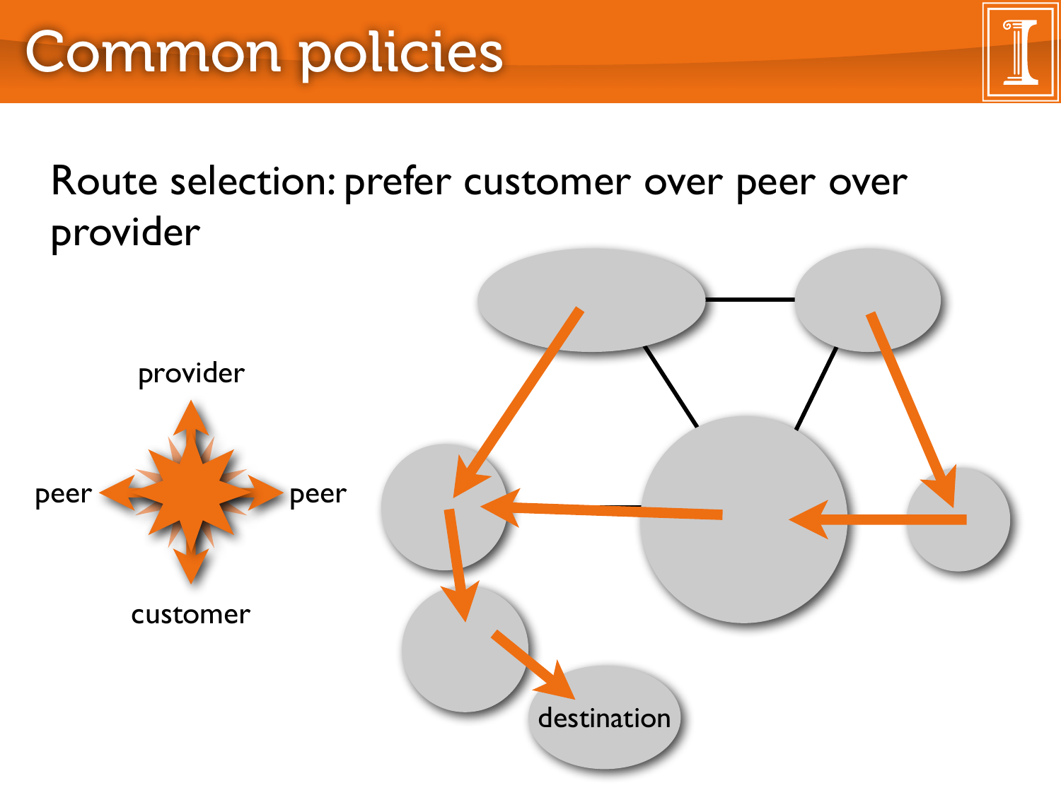# Common policies

Route selection: prefer customer over peer over provider

provider

peer

peer

customer

destination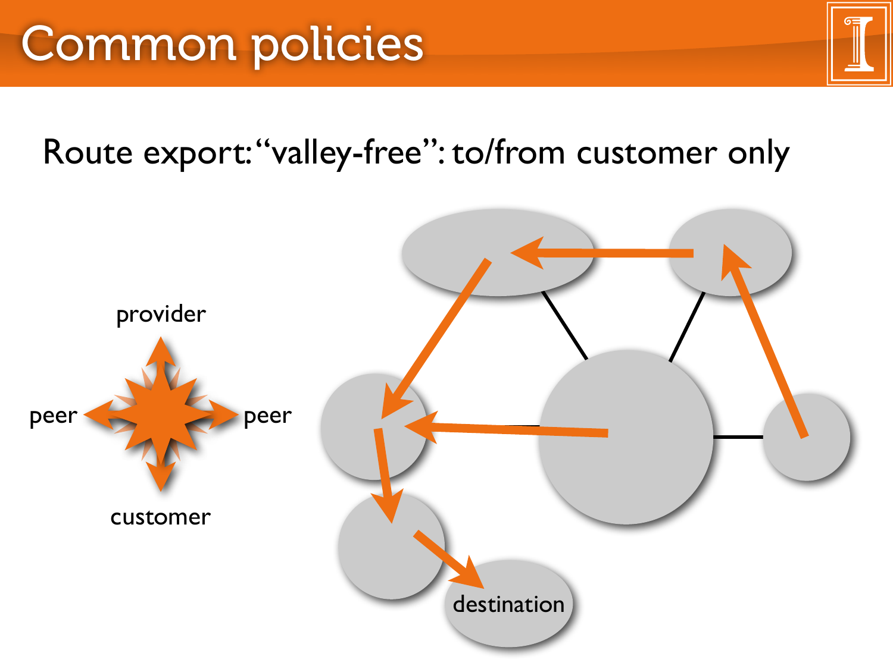# Common policies

Route export: “valley-free”: to/from customer only

provider

peer

peer

customer

destination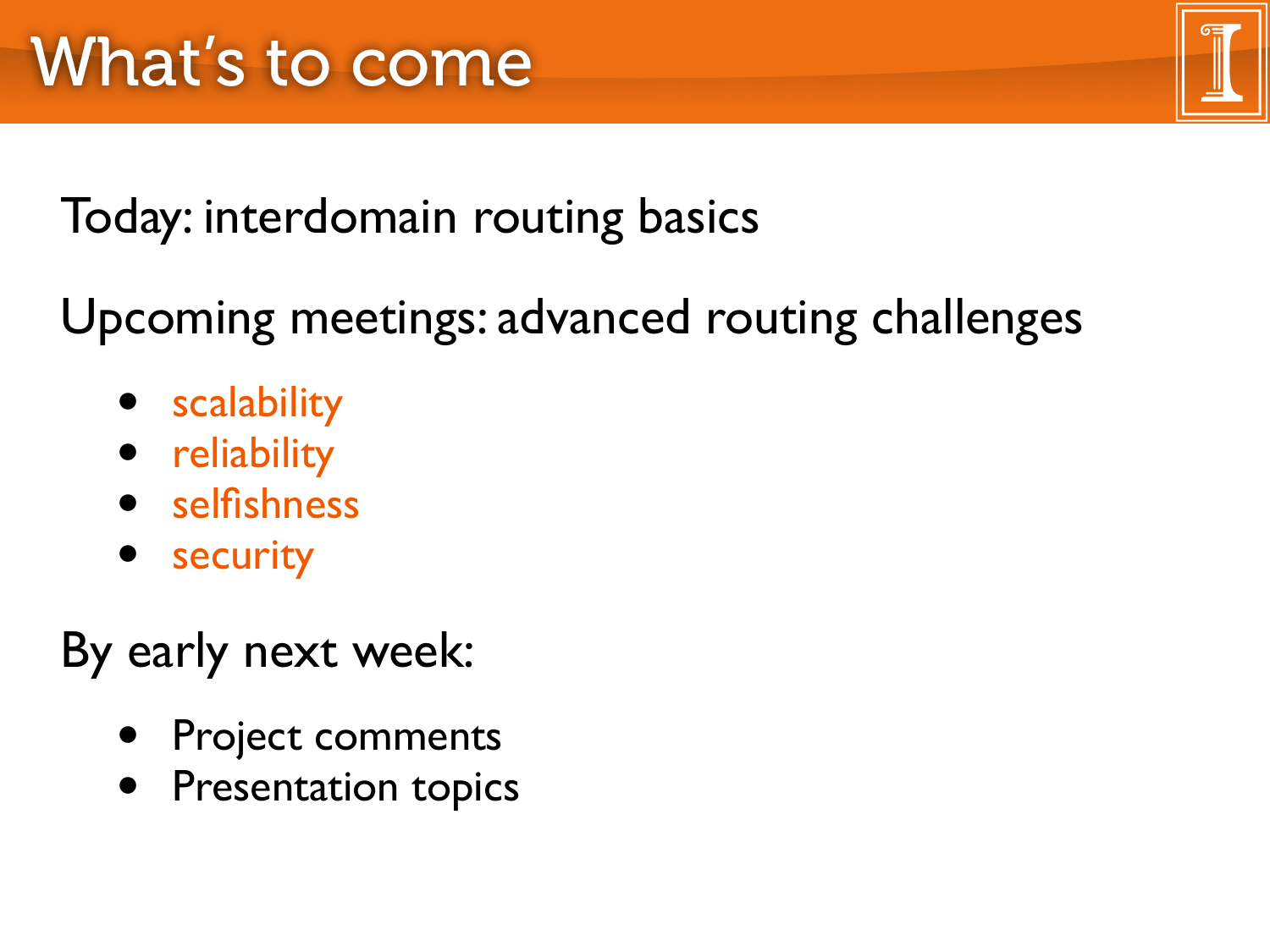# What's to come

Today: interdomain routing basics

Upcoming meetings: advanced routing challenges

- scalability
- reliability
- selfishness
- security

By early next week:

- Project comments
- Presentation topics